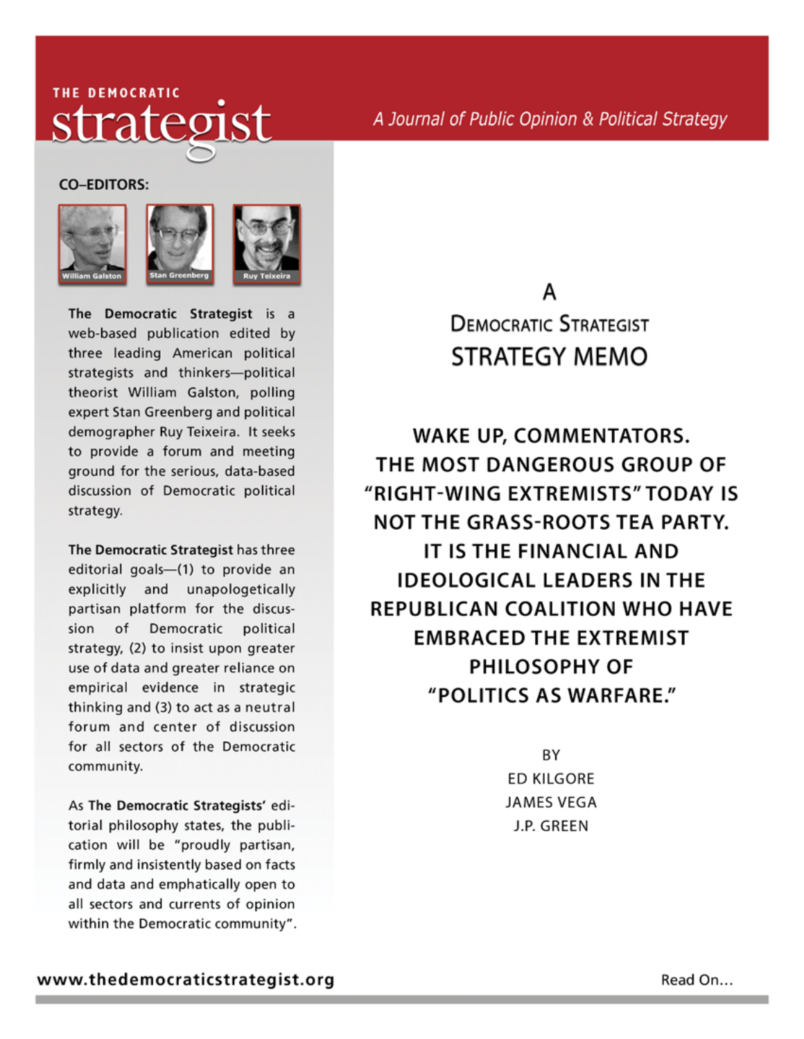THE DEMOCRATIC

# strategist

*A Journal of Public Opinion & Political Strategy*

**CO–EDITORS:**

William Galston | Stan Greenberg | Ruy Teixeira

**The Democratic Strategist** is a web-based publication edited by three leading American political strategists and thinkers—political theorist William Galston, polling expert Stan Greenberg and political demographer Ruy Teixeira. It seeks to provide a forum and meeting ground for the serious, data-based discussion of Democratic political strategy.

**The Democratic Strategist** has three editorial goals—(1) to provide an explicitly and unapologetically partisan platform for the discussion of Democratic political strategy, (2) to insist upon greater use of data and greater reliance on empirical evidence in strategic thinking and (3) to act as a neutral forum and center of discussion for all sectors of the Democratic community.

As **The Democratic Strategists'** editorial philosophy states, the publication will be "proudly partisan, firmly and insistently based on facts and data and emphatically open to all sectors and currents of opinion within the Democratic community".

## A DEMOCRATIC STRATEGIST STRATEGY MEMO

# WAKE UP, COMMENTATORS. THE MOST DANGEROUS GROUP OF "RIGHT-WING EXTREMISTS" TODAY IS NOT THE GRASS-ROOTS TEA PARTY. IT IS THE FINANCIAL AND IDEOLOGICAL LEADERS IN THE REPUBLICAN COALITION WHO HAVE EMBRACED THE EXTREMIST PHILOSOPHY OF "POLITICS AS WARFARE."

BY
ED KILGORE
JAMES VEGA
J.P. GREEN

www.thedemocraticstrategist.org

Read On...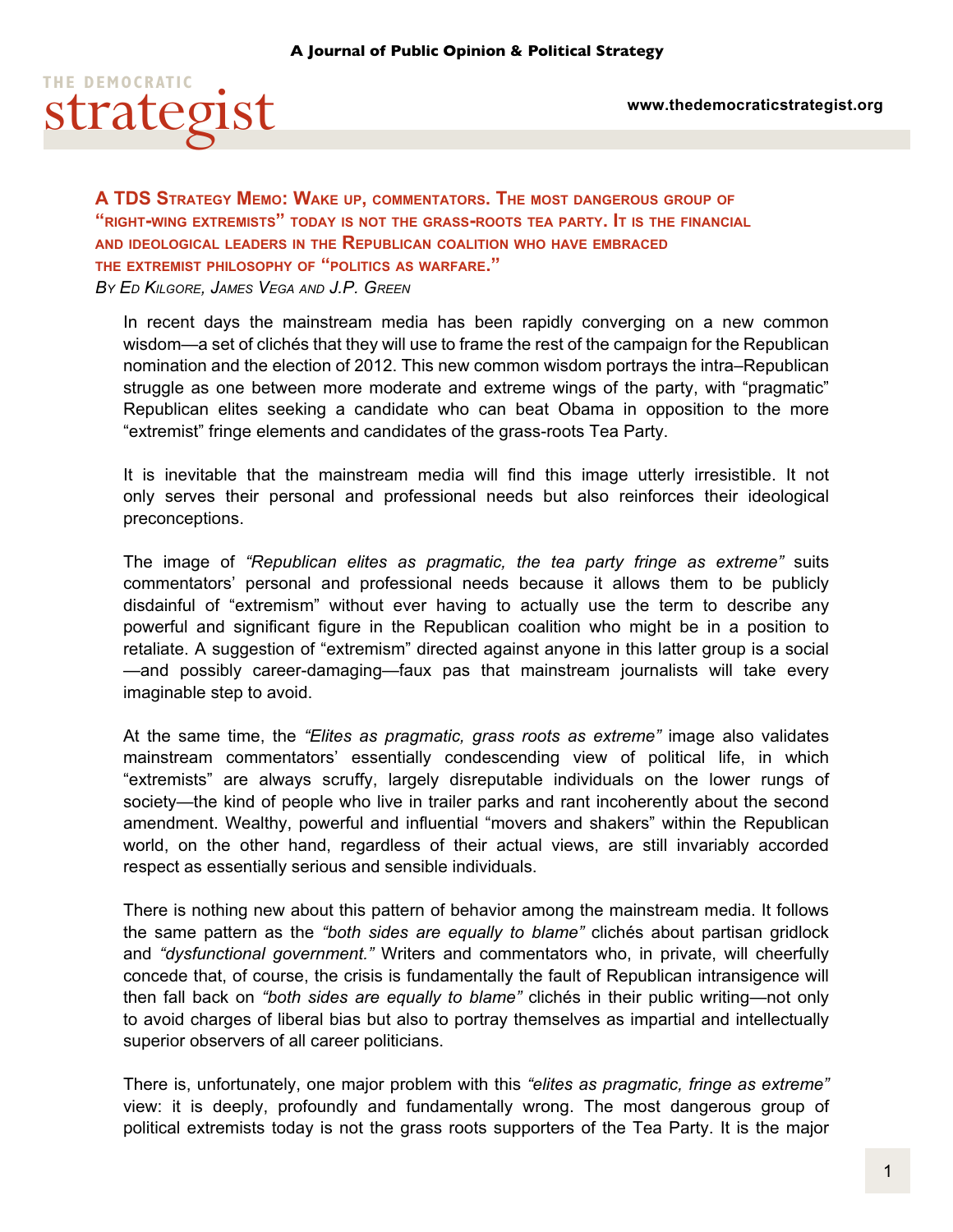A Journal of Public Opinion & Political Strategy

THE DEMOCRATIC strategist

www.thedemocraticstrategist.org

## A TDS Strategy Memo: Wake up, commentators. The most dangerous group of "right-wing extremists" today is not the grass-roots tea party. It is the financial and ideological leaders in the Republican coalition who have embraced the extremist philosophy of "politics as warfare."

*By Ed Kilgore, James Vega and J.P. Green*

In recent days the mainstream media has been rapidly converging on a new common wisdom—a set of clichés that they will use to frame the rest of the campaign for the Republican nomination and the election of 2012. This new common wisdom portrays the intra–Republican struggle as one between more moderate and extreme wings of the party, with "pragmatic" Republican elites seeking a candidate who can beat Obama in opposition to the more "extremist" fringe elements and candidates of the grass-roots Tea Party.

It is inevitable that the mainstream media will find this image utterly irresistible. It not only serves their personal and professional needs but also reinforces their ideological preconceptions.

The image of *"Republican elites as pragmatic, the tea party fringe as extreme"* suits commentators' personal and professional needs because it allows them to be publicly disdainful of "extremism" without ever having to actually use the term to describe any powerful and significant figure in the Republican coalition who might be in a position to retaliate. A suggestion of "extremism" directed against anyone in this latter group is a social—and possibly career-damaging—faux pas that mainstream journalists will take every imaginable step to avoid.

At the same time, the *"Elites as pragmatic, grass roots as extreme"* image also validates mainstream commentators' essentially condescending view of political life, in which "extremists" are always scruffy, largely disreputable individuals on the lower rungs of society—the kind of people who live in trailer parks and rant incoherently about the second amendment. Wealthy, powerful and influential "movers and shakers" within the Republican world, on the other hand, regardless of their actual views, are still invariably accorded respect as essentially serious and sensible individuals.

There is nothing new about this pattern of behavior among the mainstream media. It follows the same pattern as the *"both sides are equally to blame"* clichés about partisan gridlock and *"dysfunctional government."* Writers and commentators who, in private, will cheerfully concede that, of course, the crisis is fundamentally the fault of Republican intransigence will then fall back on *"both sides are equally to blame"* clichés in their public writing—not only to avoid charges of liberal bias but also to portray themselves as impartial and intellectually superior observers of all career politicians.

There is, unfortunately, one major problem with this *"elites as pragmatic, fringe as extreme"* view: it is deeply, profoundly and fundamentally wrong. The most dangerous group of political extremists today is not the grass roots supporters of the Tea Party. It is the major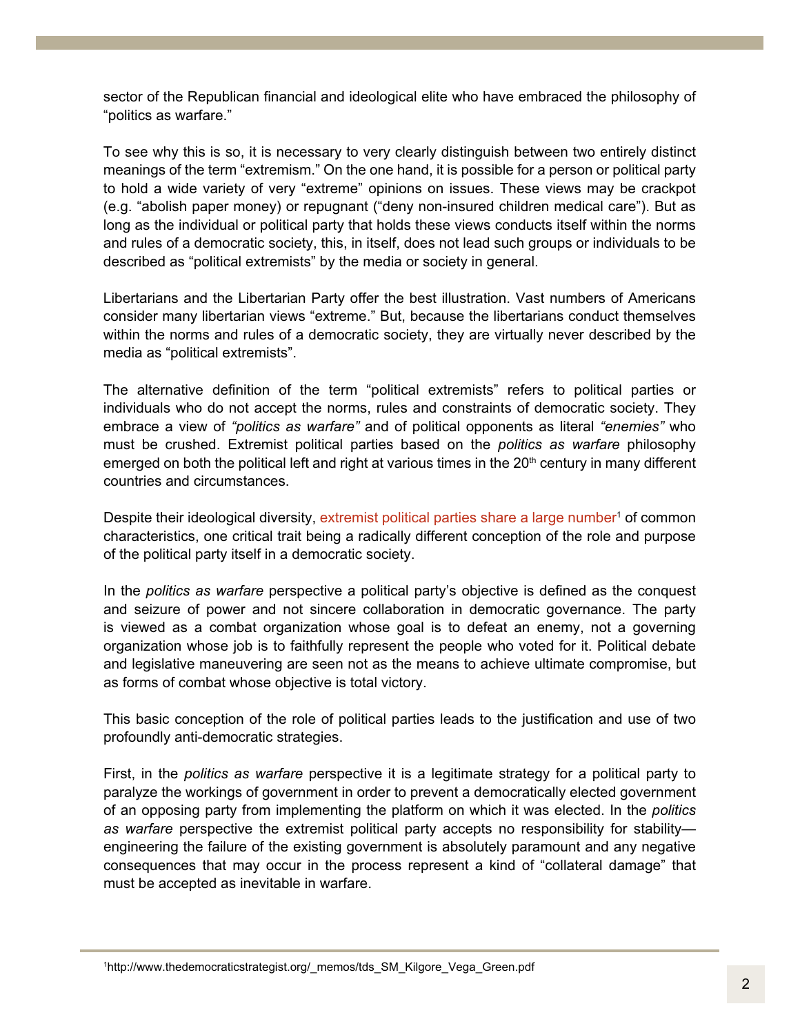sector of the Republican financial and ideological elite who have embraced the philosophy of "politics as warfare."

To see why this is so, it is necessary to very clearly distinguish between two entirely distinct meanings of the term "extremism." On the one hand, it is possible for a person or political party to hold a wide variety of very "extreme" opinions on issues. These views may be crackpot (e.g. "abolish paper money) or repugnant ("deny non-insured children medical care"). But as long as the individual or political party that holds these views conducts itself within the norms and rules of a democratic society, this, in itself, does not lead such groups or individuals to be described as "political extremists" by the media or society in general.

Libertarians and the Libertarian Party offer the best illustration. Vast numbers of Americans consider many libertarian views "extreme." But, because the libertarians conduct themselves within the norms and rules of a democratic society, they are virtually never described by the media as "political extremists".

The alternative definition of the term "political extremists" refers to political parties or individuals who do not accept the norms, rules and constraints of democratic society. They embrace a view of *"politics as warfare"* and of political opponents as literal *"enemies"* who must be crushed. Extremist political parties based on the *politics as warfare* philosophy emerged on both the political left and right at various times in the 20th century in many different countries and circumstances.

Despite their ideological diversity, extremist political parties share a large number[1] of common characteristics, one critical trait being a radically different conception of the role and purpose of the political party itself in a democratic society.

In the *politics as warfare* perspective a political party's objective is defined as the conquest and seizure of power and not sincere collaboration in democratic governance. The party is viewed as a combat organization whose goal is to defeat an enemy, not a governing organization whose job is to faithfully represent the people who voted for it. Political debate and legislative maneuvering are seen not as the means to achieve ultimate compromise, but as forms of combat whose objective is total victory.

This basic conception of the role of political parties leads to the justification and use of two profoundly anti-democratic strategies.

First, in the *politics as warfare* perspective it is a legitimate strategy for a political party to paralyze the workings of government in order to prevent a democratically elected government of an opposing party from implementing the platform on which it was elected. In the *politics as warfare* perspective the extremist political party accepts no responsibility for stability—engineering the failure of the existing government is absolutely paramount and any negative consequences that may occur in the process represent a kind of "collateral damage" that must be accepted as inevitable in warfare.

[1] http://www.thedemocraticstrategist.org/_memos/tds_SM_Kilgore_Vega_Green.pdf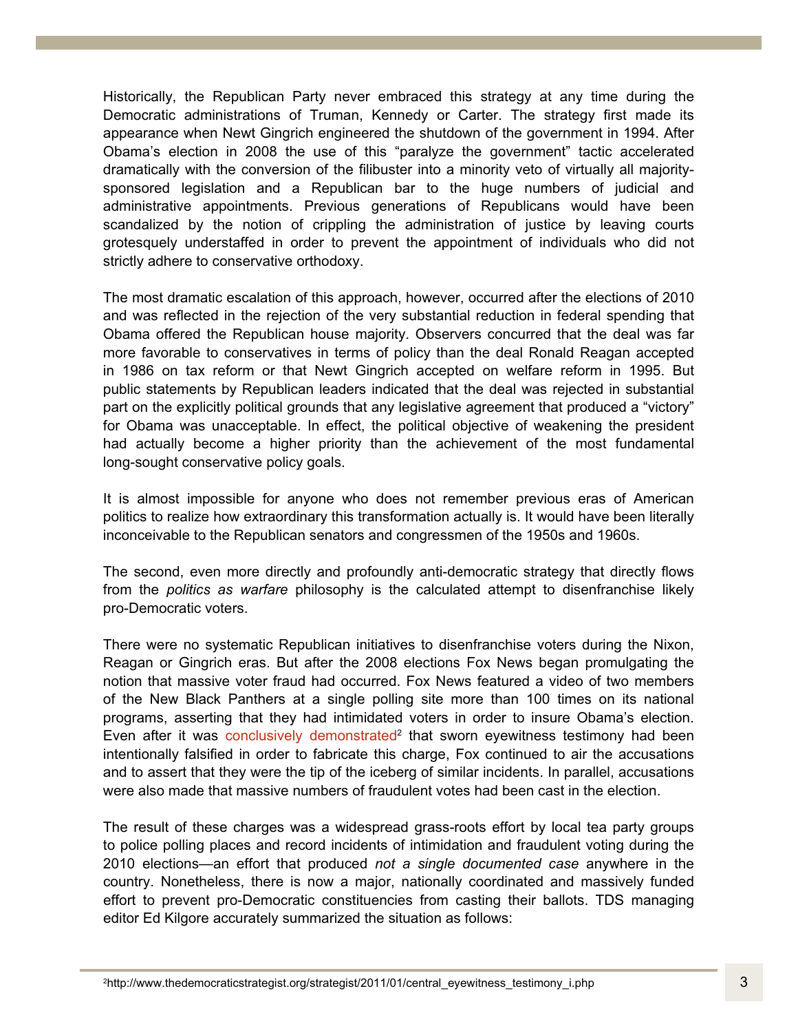Historically, the Republican Party never embraced this strategy at any time during the Democratic administrations of Truman, Kennedy or Carter. The strategy first made its appearance when Newt Gingrich engineered the shutdown of the government in 1994. After Obama's election in 2008 the use of this "paralyze the government" tactic accelerated dramatically with the conversion of the filibuster into a minority veto of virtually all majority-sponsored legislation and a Republican bar to the huge numbers of judicial and administrative appointments. Previous generations of Republicans would have been scandalized by the notion of crippling the administration of justice by leaving courts grotesquely understaffed in order to prevent the appointment of individuals who did not strictly adhere to conservative orthodoxy.

The most dramatic escalation of this approach, however, occurred after the elections of 2010 and was reflected in the rejection of the very substantial reduction in federal spending that Obama offered the Republican house majority. Observers concurred that the deal was far more favorable to conservatives in terms of policy than the deal Ronald Reagan accepted in 1986 on tax reform or that Newt Gingrich accepted on welfare reform in 1995. But public statements by Republican leaders indicated that the deal was rejected in substantial part on the explicitly political grounds that any legislative agreement that produced a "victory" for Obama was unacceptable. In effect, the political objective of weakening the president had actually become a higher priority than the achievement of the most fundamental long-sought conservative policy goals.

It is almost impossible for anyone who does not remember previous eras of American politics to realize how extraordinary this transformation actually is. It would have been literally inconceivable to the Republican senators and congressmen of the 1950s and 1960s.

The second, even more directly and profoundly anti-democratic strategy that directly flows from the *politics as warfare* philosophy is the calculated attempt to disenfranchise likely pro-Democratic voters.

There were no systematic Republican initiatives to disenfranchise voters during the Nixon, Reagan or Gingrich eras. But after the 2008 elections Fox News began promulgating the notion that massive voter fraud had occurred. Fox News featured a video of two members of the New Black Panthers at a single polling site more than 100 times on its national programs, asserting that they had intimidated voters in order to insure Obama's election. Even after it was conclusively demonstrated[2] that sworn eyewitness testimony had been intentionally falsified in order to fabricate this charge, Fox continued to air the accusations and to assert that they were the tip of the iceberg of similar incidents. In parallel, accusations were also made that massive numbers of fraudulent votes had been cast in the election.

The result of these charges was a widespread grass-roots effort by local tea party groups to police polling places and record incidents of intimidation and fraudulent voting during the 2010 elections—an effort that produced *not a single documented case* anywhere in the country. Nonetheless, there is now a major, nationally coordinated and massively funded effort to prevent pro-Democratic constituencies from casting their ballots. TDS managing editor Ed Kilgore accurately summarized the situation as follows:

[2] http://www.thedemocraticstrategist.org/strategist/2011/01/central_eyewitness_testimony_i.php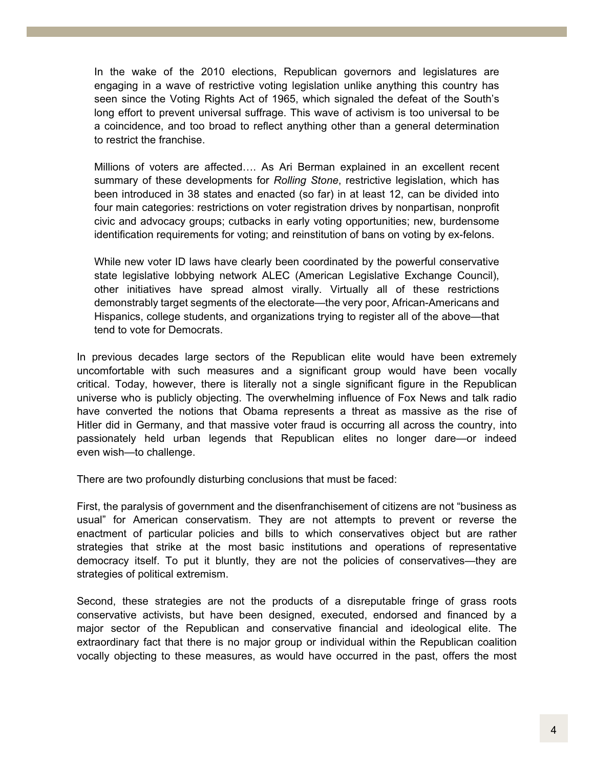> In the wake of the 2010 elections, Republican governors and legislatures are engaging in a wave of restrictive voting legislation unlike anything this country has seen since the Voting Rights Act of 1965, which signaled the defeat of the South's long effort to prevent universal suffrage. This wave of activism is too universal to be a coincidence, and too broad to reflect anything other than a general determination to restrict the franchise.
>
> Millions of voters are affected…. As Ari Berman explained in an excellent recent summary of these developments for *Rolling Stone*, restrictive legislation, which has been introduced in 38 states and enacted (so far) in at least 12, can be divided into four main categories: restrictions on voter registration drives by nonpartisan, nonprofit civic and advocacy groups; cutbacks in early voting opportunities; new, burdensome identification requirements for voting; and reinstitution of bans on voting by ex-felons.
>
> While new voter ID laws have clearly been coordinated by the powerful conservative state legislative lobbying network ALEC (American Legislative Exchange Council), other initiatives have spread almost virally. Virtually all of these restrictions demonstrably target segments of the electorate—the very poor, African-Americans and Hispanics, college students, and organizations trying to register all of the above—that tend to vote for Democrats.

In previous decades large sectors of the Republican elite would have been extremely uncomfortable with such measures and a significant group would have been vocally critical. Today, however, there is literally not a single significant figure in the Republican universe who is publicly objecting. The overwhelming influence of Fox News and talk radio have converted the notions that Obama represents a threat as massive as the rise of Hitler did in Germany, and that massive voter fraud is occurring all across the country, into passionately held urban legends that Republican elites no longer dare—or indeed even wish—to challenge.

There are two profoundly disturbing conclusions that must be faced:

First, the paralysis of government and the disenfranchisement of citizens are not "business as usual" for American conservatism. They are not attempts to prevent or reverse the enactment of particular policies and bills to which conservatives object but are rather strategies that strike at the most basic institutions and operations of representative democracy itself. To put it bluntly, they are not the policies of conservatives—they are strategies of political extremism.

Second, these strategies are not the products of a disreputable fringe of grass roots conservative activists, but have been designed, executed, endorsed and financed by a major sector of the Republican and conservative financial and ideological elite. The extraordinary fact that there is no major group or individual within the Republican coalition vocally objecting to these measures, as would have occurred in the past, offers the most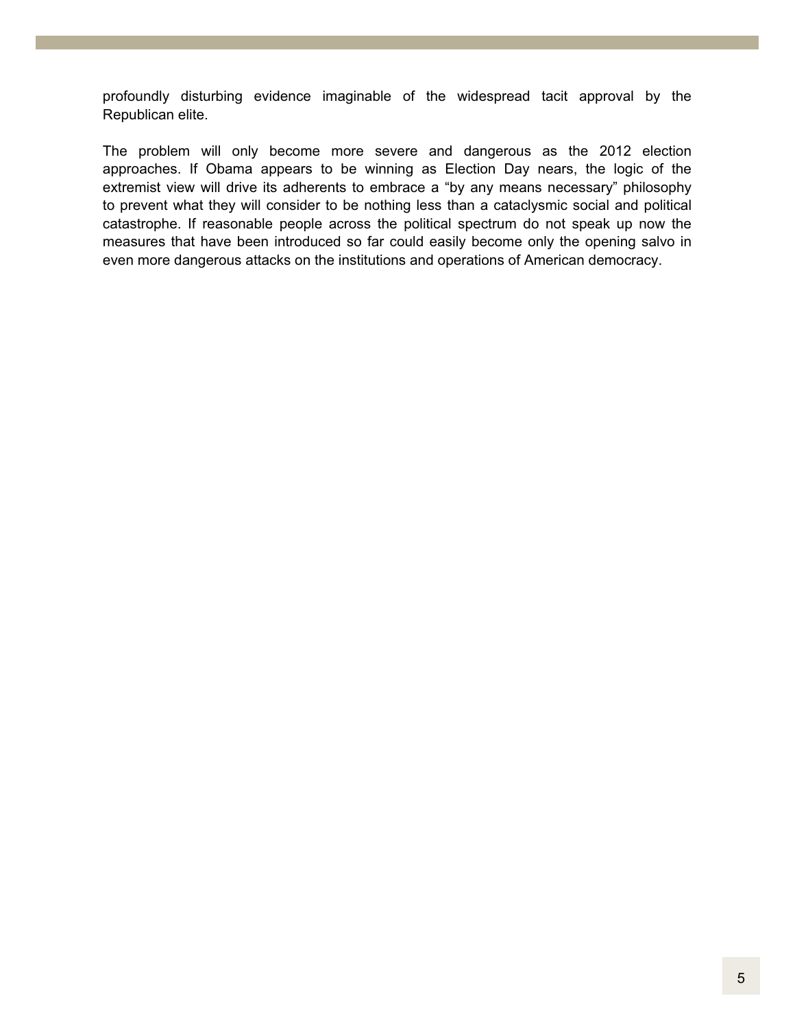profoundly disturbing evidence imaginable of the widespread tacit approval by the Republican elite.

The problem will only become more severe and dangerous as the 2012 election approaches. If Obama appears to be winning as Election Day nears, the logic of the extremist view will drive its adherents to embrace a “by any means necessary” philosophy to prevent what they will consider to be nothing less than a cataclysmic social and political catastrophe. If reasonable people across the political spectrum do not speak up now the measures that have been introduced so far could easily become only the opening salvo in even more dangerous attacks on the institutions and operations of American democracy.